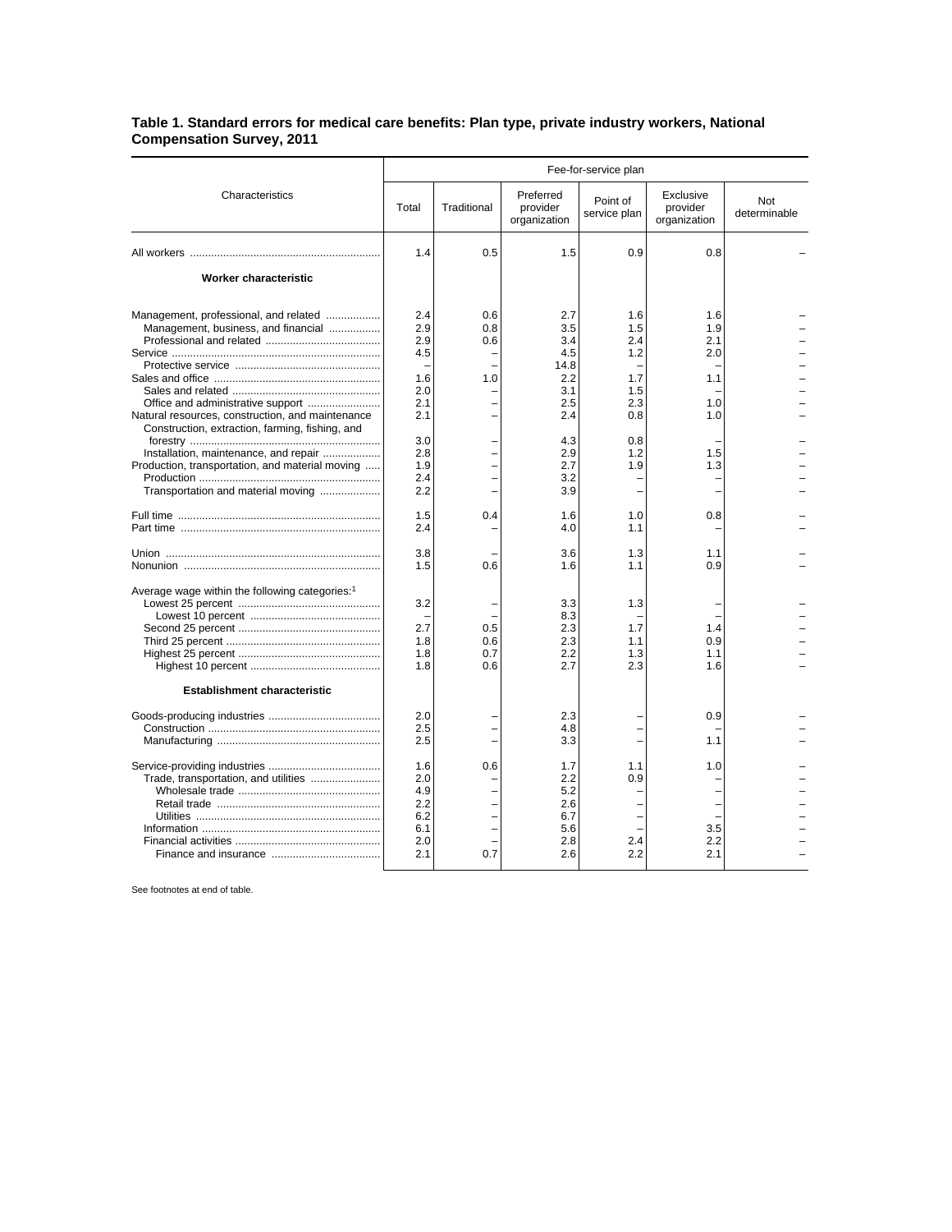**Table 1. Standard errors for medical care benefits: Plan type, private industry workers, National Compensation Survey, 2011**

| Characteristics | Fee-for-service plan | | | | | |
|---|---|---|---|---|---|---|
| | Total | Traditional | Preferred provider organization | Point of service plan | Exclusive provider organization | Not determinable |
| All workers | 1.4 | 0.5 | 1.5 | 0.9 | 0.8 | – |
| **Worker characteristic** | | | | | | |
| Management, professional, and related | 2.4 | 0.6 | 2.7 | 1.6 | 1.6 | – |
| Management, business, and financial | 2.9 | 0.8 | 3.5 | 1.5 | 1.9 | – |
| Professional and related | 2.9 | 0.6 | 3.4 | 2.4 | 2.1 | – |
| Service | 4.5 | – | 4.5 | 1.2 | 2.0 | – |
| Protective service | – | – | 14.8 | – | – | – |
| Sales and office | 1.6 | 1.0 | 2.2 | 1.7 | 1.1 | – |
| Sales and related | 2.0 | – | 3.1 | 1.5 | – | – |
| Office and administrative support | 2.1 | – | 2.5 | 2.3 | 1.0 | – |
| Natural resources, construction, and maintenance | 2.1 | – | 2.4 | 0.8 | 1.0 | – |
| Construction, extraction, farming, fishing, and forestry | 3.0 | – | 4.3 | 0.8 | – | – |
| Installation, maintenance, and repair | 2.8 | – | 2.9 | 1.2 | 1.5 | – |
| Production, transportation, and material moving | 1.9 | – | 2.7 | 1.9 | 1.3 | – |
| Production | 2.4 | – | 3.2 | – | – | – |
| Transportation and material moving | 2.2 | – | 3.9 | – | – | – |
| Full time | 1.5 | 0.4 | 1.6 | 1.0 | 0.8 | – |
| Part time | 2.4 | – | 4.0 | 1.1 | – | – |
| Union | 3.8 | – | 3.6 | 1.3 | 1.1 | – |
| Nonunion | 1.5 | 0.6 | 1.6 | 1.1 | 0.9 | – |
| Average wage within the following categories:[1] | | | | | | |
| Lowest 25 percent | 3.2 | – | 3.3 | 1.3 | – | – |
| Lowest 10 percent | – | – | 8.3 | – | – | – |
| Second 25 percent | 2.7 | 0.5 | 2.3 | 1.7 | 1.4 | – |
| Third 25 percent | 1.8 | 0.6 | 2.3 | 1.1 | 0.9 | – |
| Highest 25 percent | 1.8 | 0.7 | 2.2 | 1.3 | 1.1 | – |
| Highest 10 percent | 1.8 | 0.6 | 2.7 | 2.3 | 1.6 | – |
| **Establishment characteristic** | | | | | | |
| Goods-producing industries | 2.0 | – | 2.3 | – | 0.9 | – |
| Construction | 2.5 | – | 4.8 | – | – | – |
| Manufacturing | 2.5 | – | 3.3 | – | 1.1 | – |
| Service-providing industries | 1.6 | 0.6 | 1.7 | 1.1 | 1.0 | – |
| Trade, transportation, and utilities | 2.0 | – | 2.2 | 0.9 | – | – |
| Wholesale trade | 4.9 | – | 5.2 | – | – | – |
| Retail trade | 2.2 | – | 2.6 | – | – | – |
| Utilities | 6.2 | – | 6.7 | – | – | – |
| Information | 6.1 | – | 5.6 | – | 3.5 | – |
| Financial activities | 2.0 | – | 2.8 | 2.4 | 2.2 | – |
| Finance and insurance | 2.1 | 0.7 | 2.6 | 2.2 | 2.1 | – |

See footnotes at end of table.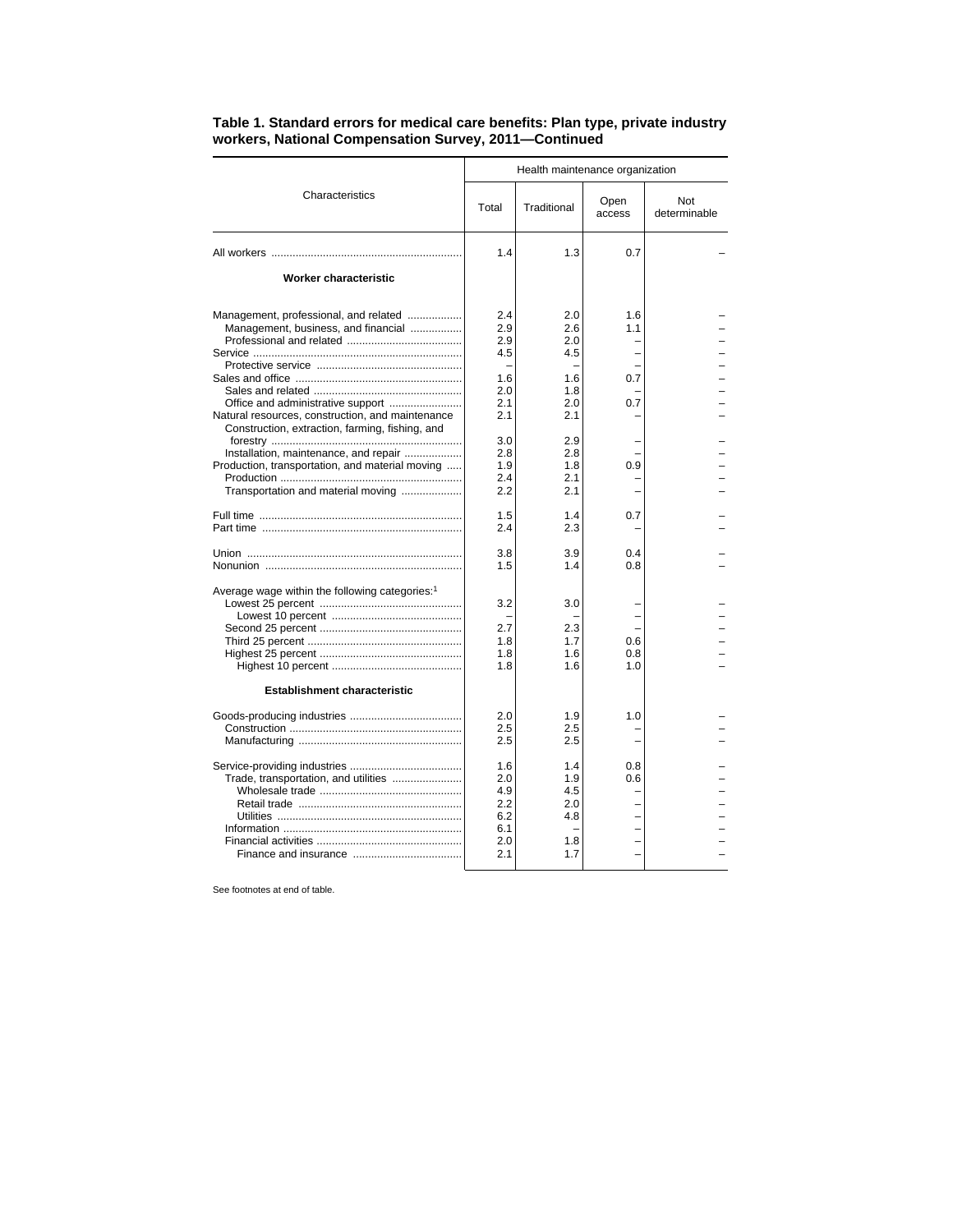**Table 1. Standard errors for medical care benefits: Plan type, private industry workers, National Compensation Survey, 2011—Continued**

| Characteristics | Health maintenance organization | | | |
|---|---|---|---|---|
| | Total | Traditional | Open access | Not determinable |
| All workers | 1.4 | 1.3 | 0.7 | – |
| **Worker characteristic** | | | | |
| Management, professional, and related | 2.4 | 2.0 | 1.6 | – |
| Management, business, and financial | 2.9 | 2.6 | 1.1 | – |
| Professional and related | 2.9 | 2.0 | – | – |
| Service | 4.5 | 4.5 | – | – |
| Protective service | – | – | – | – |
| Sales and office | 1.6 | 1.6 | 0.7 | – |
| Sales and related | 2.0 | 1.8 | – | – |
| Office and administrative support | 2.1 | 2.0 | 0.7 | – |
| Natural resources, construction, and maintenance | 2.1 | 2.1 | – | – |
| Construction, extraction, farming, fishing, and forestry | 3.0 | 2.9 | – | – |
| Installation, maintenance, and repair | 2.8 | 2.8 | – | – |
| Production, transportation, and material moving | 1.9 | 1.8 | 0.9 | – |
| Production | 2.4 | 2.1 | – | – |
| Transportation and material moving | 2.2 | 2.1 | – | – |
| Full time | 1.5 | 1.4 | 0.7 | – |
| Part time | 2.4 | 2.3 | – | – |
| Union | 3.8 | 3.9 | 0.4 | – |
| Nonunion | 1.5 | 1.4 | 0.8 | – |
| Average wage within the following categories:[1] | | | | |
| Lowest 25 percent | 3.2 | 3.0 | – | – |
| Lowest 10 percent | – | – | – | – |
| Second 25 percent | 2.7 | 2.3 | – | – |
| Third 25 percent | 1.8 | 1.7 | 0.6 | – |
| Highest 25 percent | 1.8 | 1.6 | 0.8 | – |
| Highest 10 percent | 1.8 | 1.6 | 1.0 | – |
| **Establishment characteristic** | | | | |
| Goods-producing industries | 2.0 | 1.9 | 1.0 | – |
| Construction | 2.5 | 2.5 | – | – |
| Manufacturing | 2.5 | 2.5 | – | – |
| Service-providing industries | 1.6 | 1.4 | 0.8 | – |
| Trade, transportation, and utilities | 2.0 | 1.9 | 0.6 | – |
| Wholesale trade | 4.9 | 4.5 | – | – |
| Retail trade | 2.2 | 2.0 | – | – |
| Utilities | 6.2 | 4.8 | – | – |
| Information | 6.1 | – | – | – |
| Financial activities | 2.0 | 1.8 | – | – |
| Finance and insurance | 2.1 | 1.7 | – | – |

See footnotes at end of table.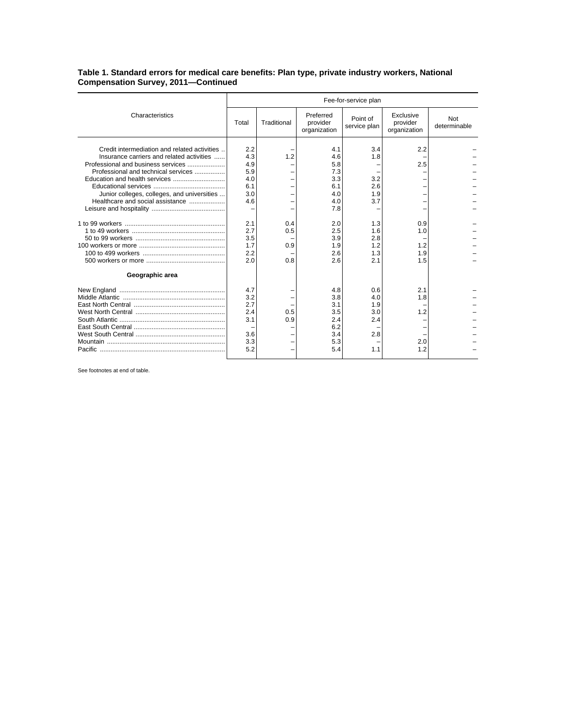**Table 1. Standard errors for medical care benefits: Plan type, private industry workers, National Compensation Survey, 2011—Continued**

| Characteristics | Fee-for-service plan | | | | | |
|---|---|---|---|---|---|---|
| | Total | Traditional | Preferred provider organization | Point of service plan | Exclusive provider organization | Not determinable |
| Credit intermediation and related activities | 2.2 | – | 4.1 | 3.4 | 2.2 | – |
| Insurance carriers and related activities | 4.3 | 1.2 | 4.6 | 1.8 | – | – |
| Professional and business services | 4.9 | – | 5.8 | – | 2.5 | – |
| Professional and technical services | 5.9 | – | 7.3 | – | – | – |
| Education and health services | 4.0 | – | 3.3 | 3.2 | – | – |
| Educational services | 6.1 | – | 6.1 | 2.6 | – | – |
| Junior colleges, colleges, and universities | 3.0 | – | 4.0 | 1.9 | – | – |
| Healthcare and social assistance | 4.6 | – | 4.0 | 3.7 | – | – |
| Leisure and hospitality | – | – | 7.8 | – | – | – |
| 1 to 99 workers | 2.1 | 0.4 | 2.0 | 1.3 | 0.9 | – |
| 1 to 49 workers | 2.7 | 0.5 | 2.5 | 1.6 | 1.0 | – |
| 50 to 99 workers | 3.5 | – | 3.9 | 2.8 | – | – |
| 100 workers or more | 1.7 | 0.9 | 1.9 | 1.2 | 1.2 | – |
| 100 to 499 workers | 2.2 | – | 2.6 | 1.3 | 1.9 | – |
| 500 workers or more | 2.0 | 0.8 | 2.6 | 2.1 | 1.5 | – |
| **Geographic area** | | | | | | |
| New England | 4.7 | – | 4.8 | 0.6 | 2.1 | – |
| Middle Atlantic | 3.2 | – | 3.8 | 4.0 | 1.8 | – |
| East North Central | 2.7 | – | 3.1 | 1.9 | – | – |
| West North Central | 2.4 | 0.5 | 3.5 | 3.0 | 1.2 | – |
| South Atlantic | 3.1 | 0.9 | 2.4 | 2.4 | – | – |
| East South Central | – | – | 6.2 | – | – | – |
| West South Central | 3.6 | – | 3.4 | 2.8 | – | – |
| Mountain | 3.3 | – | 5.3 | – | 2.0 | – |
| Pacific | 5.2 | – | 5.4 | 1.1 | 1.2 | – |

See footnotes at end of table.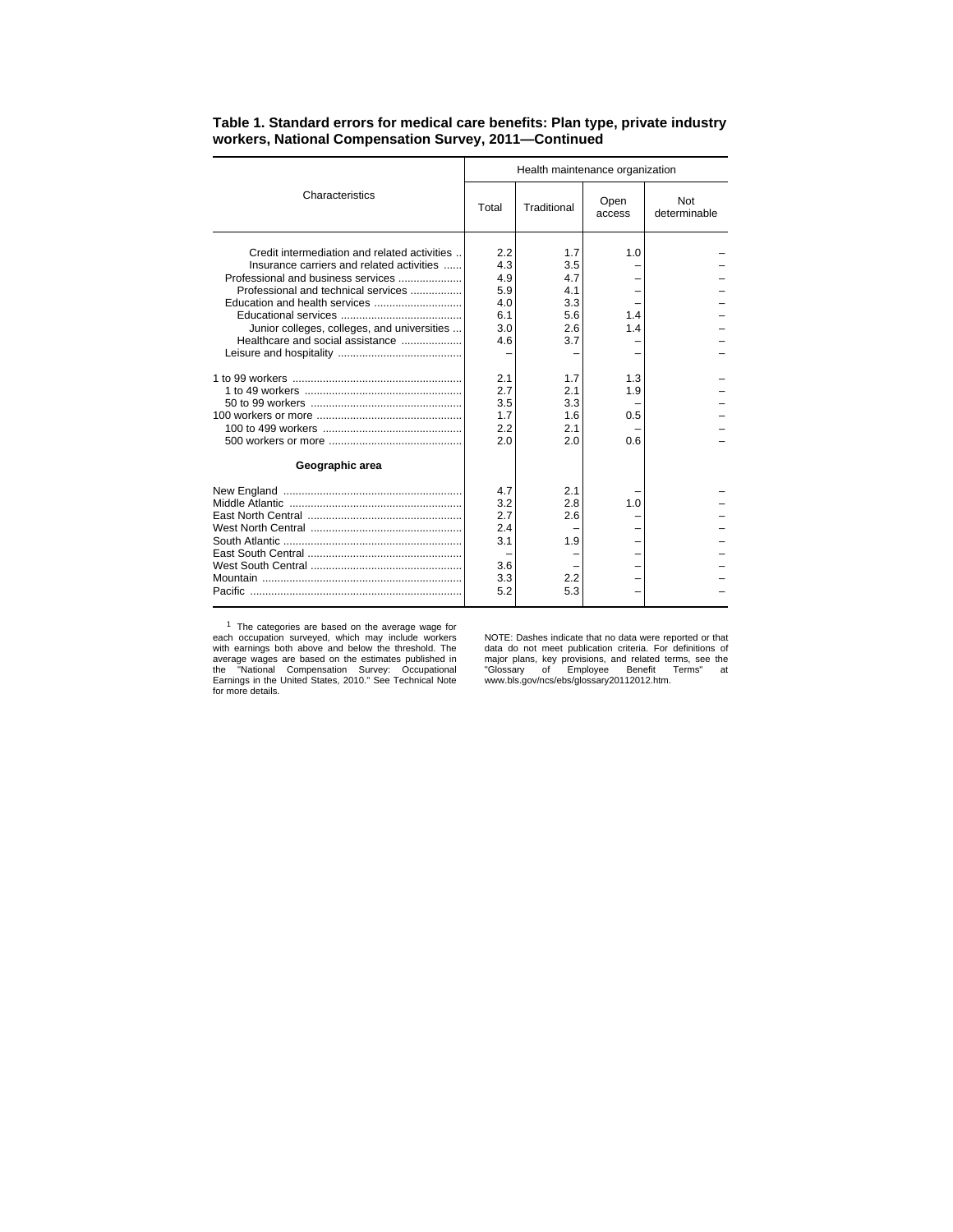**Table 1. Standard errors for medical care benefits: Plan type, private industry workers, National Compensation Survey, 2011—Continued**

| Characteristics | Health maintenance organization | | | |
|---|---|---|---|---|
| | Total | Traditional | Open access | Not determinable |
| Credit intermediation and related activities | 2.2 | 1.7 | 1.0 | – |
| Insurance carriers and related activities | 4.3 | 3.5 | – | – |
| Professional and business services | 4.9 | 4.7 | – | – |
| Professional and technical services | 5.9 | 4.1 | – | – |
| Education and health services | 4.0 | 3.3 | – | – |
| Educational services | 6.1 | 5.6 | 1.4 | – |
| Junior colleges, colleges, and universities | 3.0 | 2.6 | 1.4 | – |
| Healthcare and social assistance | 4.6 | 3.7 | – | – |
| Leisure and hospitality | – | – | – | – |
| 1 to 99 workers | 2.1 | 1.7 | 1.3 | – |
| 1 to 49 workers | 2.7 | 2.1 | 1.9 | – |
| 50 to 99 workers | 3.5 | 3.3 | – | – |
| 100 workers or more | 1.7 | 1.6 | 0.5 | – |
| 100 to 499 workers | 2.2 | 2.1 | – | – |
| 500 workers or more | 2.0 | 2.0 | 0.6 | – |
| **Geographic area** | | | | |
| New England | 4.7 | 2.1 | – | – |
| Middle Atlantic | 3.2 | 2.8 | 1.0 | – |
| East North Central | 2.7 | 2.6 | – | – |
| West North Central | 2.4 | – | – | – |
| South Atlantic | 3.1 | 1.9 | – | – |
| East South Central | – | – | – | – |
| West South Central | 3.6 | – | – | – |
| Mountain | 3.3 | 2.2 | – | – |
| Pacific | 5.2 | 5.3 | – | – |

[1] The categories are based on the average wage for each occupation surveyed, which may include workers with earnings both above and below the threshold. The average wages are based on the estimates published in the "National Compensation Survey: Occupational Earnings in the United States, 2010." See Technical Note for more details.

NOTE: Dashes indicate that no data were reported or that data do not meet publication criteria. For definitions of major plans, key provisions, and related terms, see the "Glossary of Employee Benefit Terms" at www.bls.gov/ncs/ebs/glossary20112012.htm.